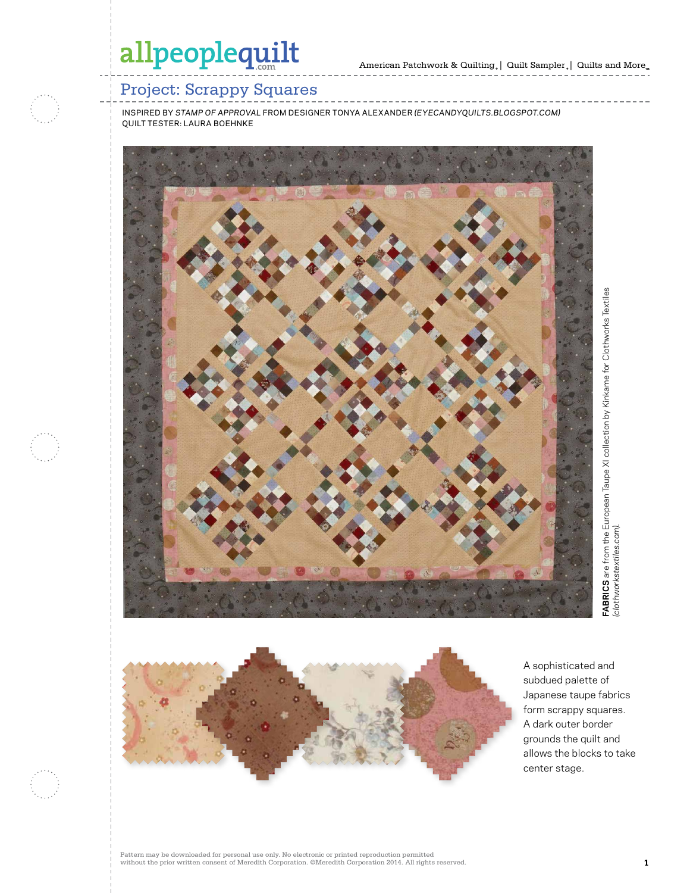allpeoplequilt.com

American Patchwork & Quilting | Quilt Sampler | Quilts and More

# Project: Scrappy Squares

INSPIRED BY *STAMP OF APPROVAL* FROM DESIGNER TONYA ALEXANDER *(EYECANDYQUILTS.BLOGSPOT.COM)*
QUILT TESTER: LAURA BOEHNKE

**FABRICS** are from the European Taupe XI collection by Kinkame for Clothworks Textiles *(clothworkstextiles.com)*.

A sophisticated and subdued palette of Japanese taupe fabrics form scrappy squares. A dark outer border grounds the quilt and allows the blocks to take center stage.

Pattern may be downloaded for personal use only. No electronic or printed reproduction permitted without the prior written consent of Meredith Corporation. ©Meredith Corporation 2014. All rights reserved.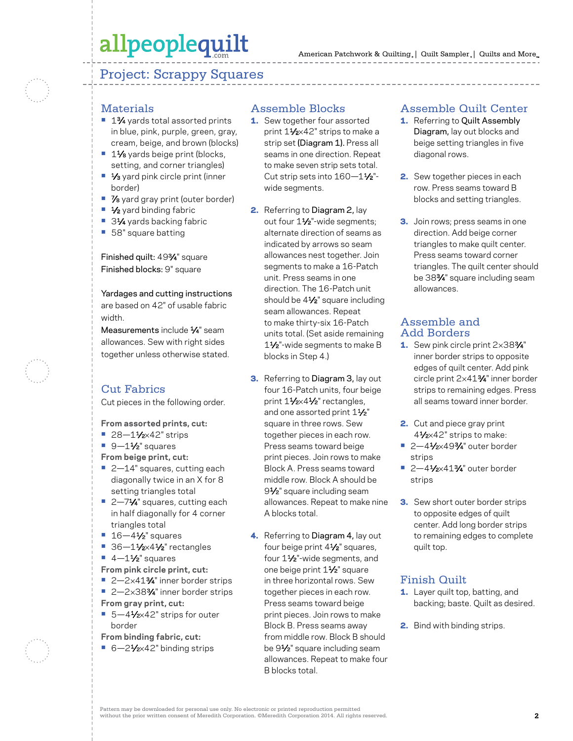# Project: Scrappy Squares

## Materials

- 1¾ yards total assorted prints in blue, pink, purple, green, gray, cream, beige, and brown (blocks)
- 1⅛ yards beige print (blocks, setting, and corner triangles)
- ⅓ yard pink circle print (inner border)
- ⅞ yard gray print (outer border)
- ½ yard binding fabric
- 3¼ yards backing fabric
- 58" square batting

Finished quilt: 49¾" square
Finished blocks: 9" square

Yardages and cutting instructions are based on 42" of usable fabric width.

Measurements include ¼" seam allowances. Sew with right sides together unless otherwise stated.

## Cut Fabrics

Cut pieces in the following order.

**From assorted prints, cut:**

- 28—1½×42" strips
- 9—1½" squares

**From beige print, cut:**

- 2—14" squares, cutting each diagonally twice in an X for 8 setting triangles total
- 2—7¼" squares, cutting each in half diagonally for 4 corner triangles total
- 16—4½" squares
- 36—1½×4½" rectangles
- 4—1½" squares

**From pink circle print, cut:**

- 2—2×41¾" inner border strips
- 2—2×38¾" inner border strips

**From gray print, cut:**

- 5—4½×42" strips for outer border

**From binding fabric, cut:**

- 6—2½×42" binding strips

## Assemble Blocks

1. Sew together four assorted print 1½×42" strips to make a strip set (Diagram 1). Press all seams in one direction. Repeat to make seven strip sets total. Cut strip sets into 160—1½"-wide segments.
2. Referring to Diagram 2, lay out four 1½"-wide segments; alternate direction of seams as indicated by arrows so seam allowances nest together. Join segments to make a 16-Patch unit. Press seams in one direction. The 16-Patch unit should be 4½" square including seam allowances. Repeat to make thirty-six 16-Patch units total. (Set aside remaining 1½"-wide segments to make B blocks in Step 4.)
3. Referring to Diagram 3, lay out four 16-Patch units, four beige print 1½×4½" rectangles, and one assorted print 1½" square in three rows. Sew together pieces in each row. Press seams toward beige print pieces. Join rows to make Block A. Press seams toward middle row. Block A should be 9½" square including seam allowances. Repeat to make nine A blocks total.
4. Referring to Diagram 4, lay out four beige print 4½" squares, four 1½"-wide segments, and one beige print 1½" square in three horizontal rows. Sew together pieces in each row. Press seams toward beige print pieces. Join rows to make Block B. Press seams away from middle row. Block B should be 9½" square including seam allowances. Repeat to make four B blocks total.

## Assemble Quilt Center

1. Referring to Quilt Assembly Diagram, lay out blocks and beige setting triangles in five diagonal rows.
2. Sew together pieces in each row. Press seams toward B blocks and setting triangles.
3. Join rows; press seams in one direction. Add beige corner triangles to make quilt center. Press seams toward corner triangles. The quilt center should be 38¾" square including seam allowances.

## Assemble and Add Borders

1. Sew pink circle print 2×38¾" inner border strips to opposite edges of quilt center. Add pink circle print 2×41¾" inner border strips to remaining edges. Press all seams toward inner border.
2. Cut and piece gray print 4½×42" strips to make:
   - 2—4½×49¾" outer border strips
   - 2—4½×41¾" outer border strips
3. Sew short outer border strips to opposite edges of quilt center. Add long border strips to remaining edges to complete quilt top.

## Finish Quilt

1. Layer quilt top, batting, and backing; baste. Quilt as desired.
2. Bind with binding strips.

Pattern may be downloaded for personal use only. No electronic or printed reproduction permitted without the prior written consent of Meredith Corporation. ©Meredith Corporation 2014. All rights reserved.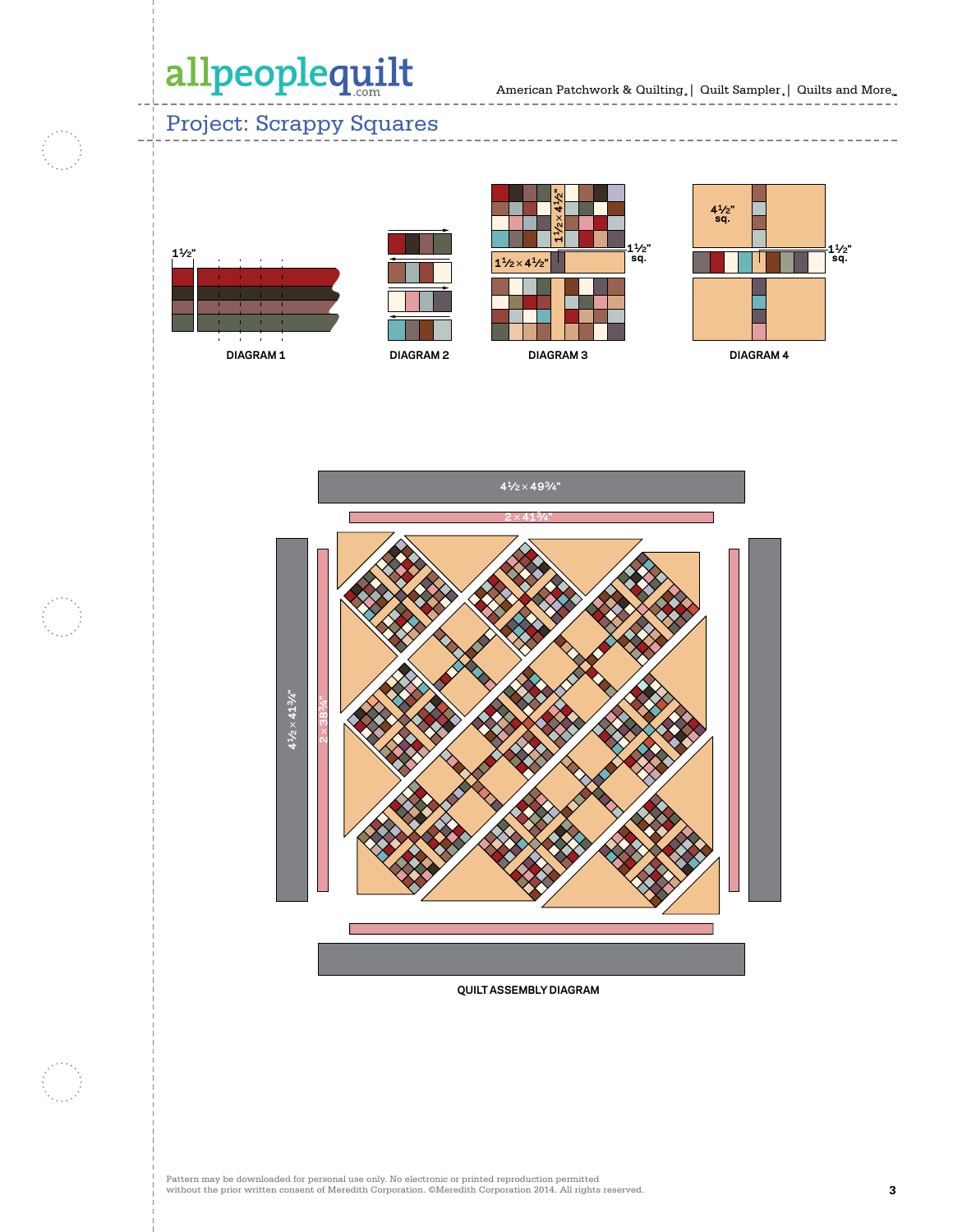# Project: Scrappy Squares

1½"

DIAGRAM 1

DIAGRAM 2

1½ × 4½"

1½ × 4½"

1½" sq.

DIAGRAM 3

4½" sq.

1½" sq.

DIAGRAM 4

4½ × 49¾"

2 × 41¾"

4½ × 41¾"

2 × 38¾"

QUILT ASSEMBLY DIAGRAM

Pattern may be downloaded for personal use only. No electronic or printed reproduction permitted without the prior written consent of Meredith Corporation. ©Meredith Corporation 2014. All rights reserved.